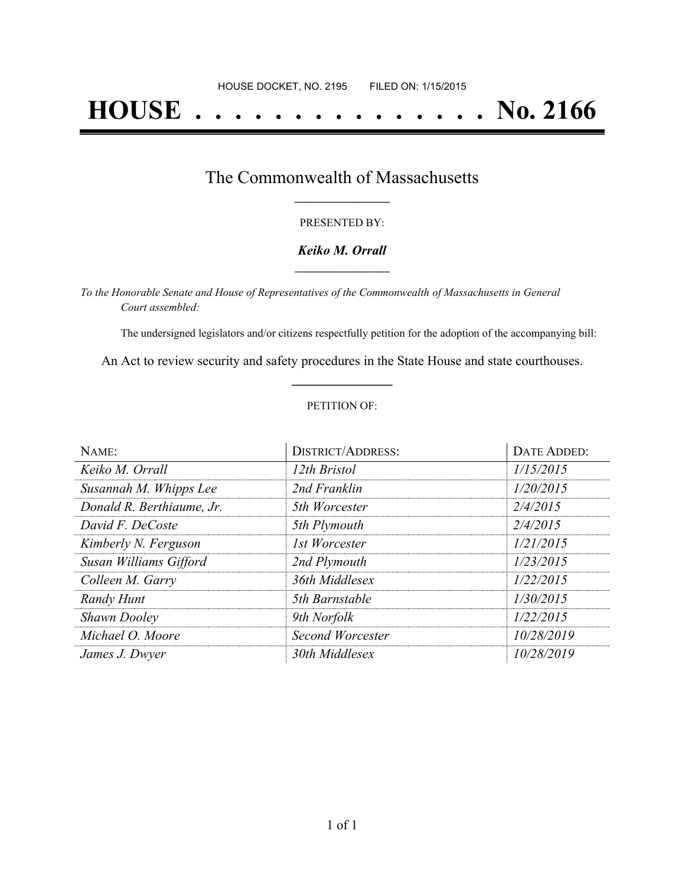HOUSE DOCKET, NO. 2195        FILED ON: 1/15/2015

# HOUSE . . . . . . . . . . . . . . . No. 2166

## The Commonwealth of Massachusetts

PRESENTED BY:

***Keiko M. Orrall***

*To the Honorable Senate and House of Representatives of the Commonwealth of Massachusetts in General Court assembled:*

The undersigned legislators and/or citizens respectfully petition for the adoption of the accompanying bill:

An Act to review security and safety procedures in the State House and state courthouses.

PETITION OF:

| NAME: | DISTRICT/ADDRESS: | DATE ADDED: |
|---|---|---|
| *Keiko M. Orrall* | *12th Bristol* | *1/15/2015* |
| *Susannah M. Whipps Lee* | *2nd Franklin* | *1/20/2015* |
| *Donald R. Berthiaume, Jr.* | *5th Worcester* | *2/4/2015* |
| *David F. DeCoste* | *5th Plymouth* | *2/4/2015* |
| *Kimberly N. Ferguson* | *1st Worcester* | *1/21/2015* |
| *Susan Williams Gifford* | *2nd Plymouth* | *1/23/2015* |
| *Colleen M. Garry* | *36th Middlesex* | *1/22/2015* |
| *Randy Hunt* | *5th Barnstable* | *1/30/2015* |
| *Shawn Dooley* | *9th Norfolk* | *1/22/2015* |
| *Michael O. Moore* | *Second Worcester* | *10/28/2019* |
| *James J. Dwyer* | *30th Middlesex* | *10/28/2019* |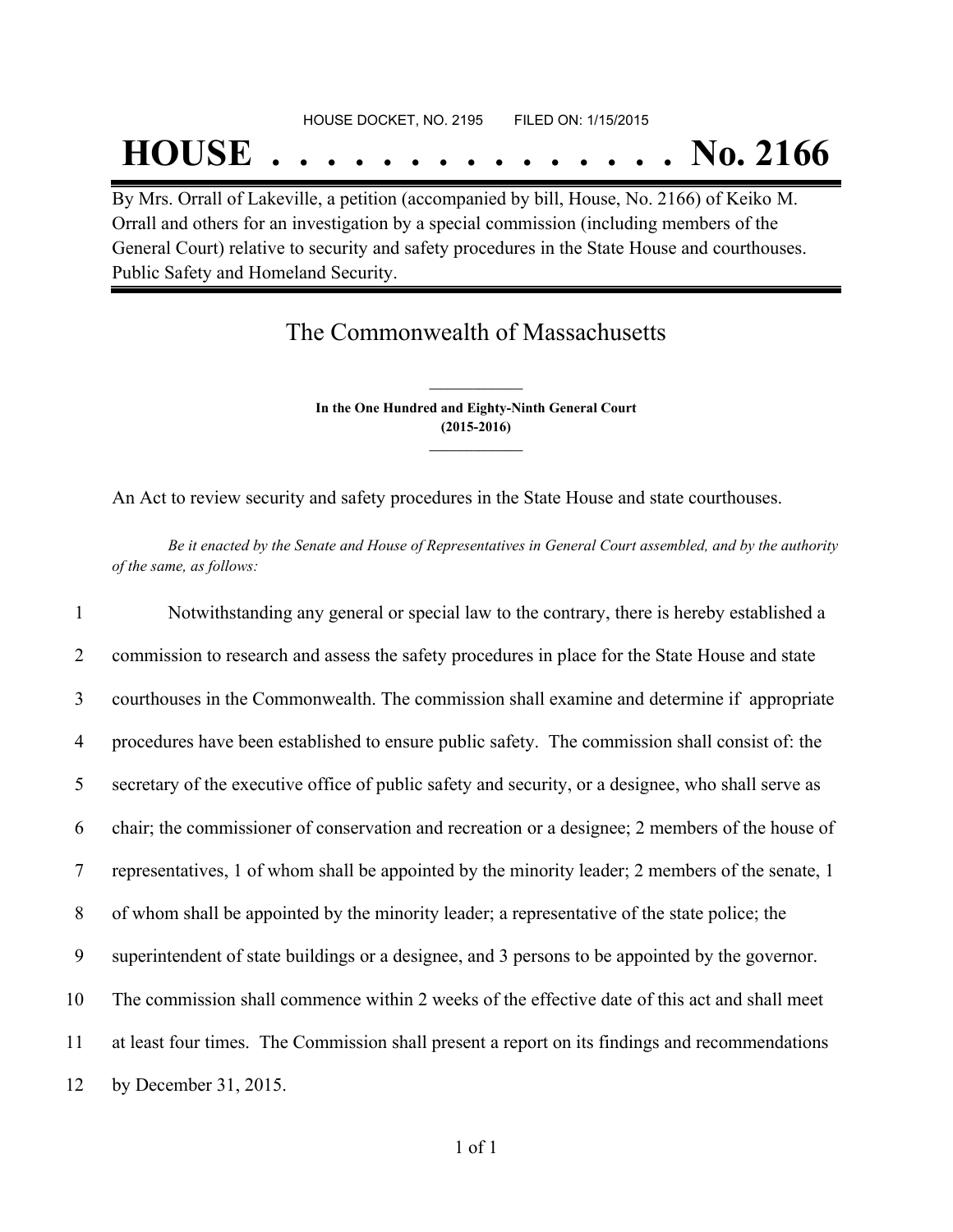HOUSE DOCKET, NO. 2195 FILED ON: 1/15/2015

# HOUSE . . . . . . . . . . . . . . . No. 2166

By Mrs. Orrall of Lakeville, a petition (accompanied by bill, House, No. 2166) of Keiko M. Orrall and others for an investigation by a special commission (including members of the General Court) relative to security and safety procedures in the State House and courthouses. Public Safety and Homeland Security.

## The Commonwealth of Massachusetts

**In the One Hundred and Eighty-Ninth General Court**
**(2015-2016)**

An Act to review security and safety procedures in the State House and state courthouses.

*Be it enacted by the Senate and House of Representatives in General Court assembled, and by the authority of the same, as follows:*

1 Notwithstanding any general or special law to the contrary, there is hereby established a
2 commission to research and assess the safety procedures in place for the State House and state
3 courthouses in the Commonwealth. The commission shall examine and determine if appropriate
4 procedures have been established to ensure public safety. The commission shall consist of: the
5 secretary of the executive office of public safety and security, or a designee, who shall serve as
6 chair; the commissioner of conservation and recreation or a designee; 2 members of the house of
7 representatives, 1 of whom shall be appointed by the minority leader; 2 members of the senate, 1
8 of whom shall be appointed by the minority leader; a representative of the state police; the
9 superintendent of state buildings or a designee, and 3 persons to be appointed by the governor.
10 The commission shall commence within 2 weeks of the effective date of this act and shall meet
11 at least four times. The Commission shall present a report on its findings and recommendations
12 by December 31, 2015.